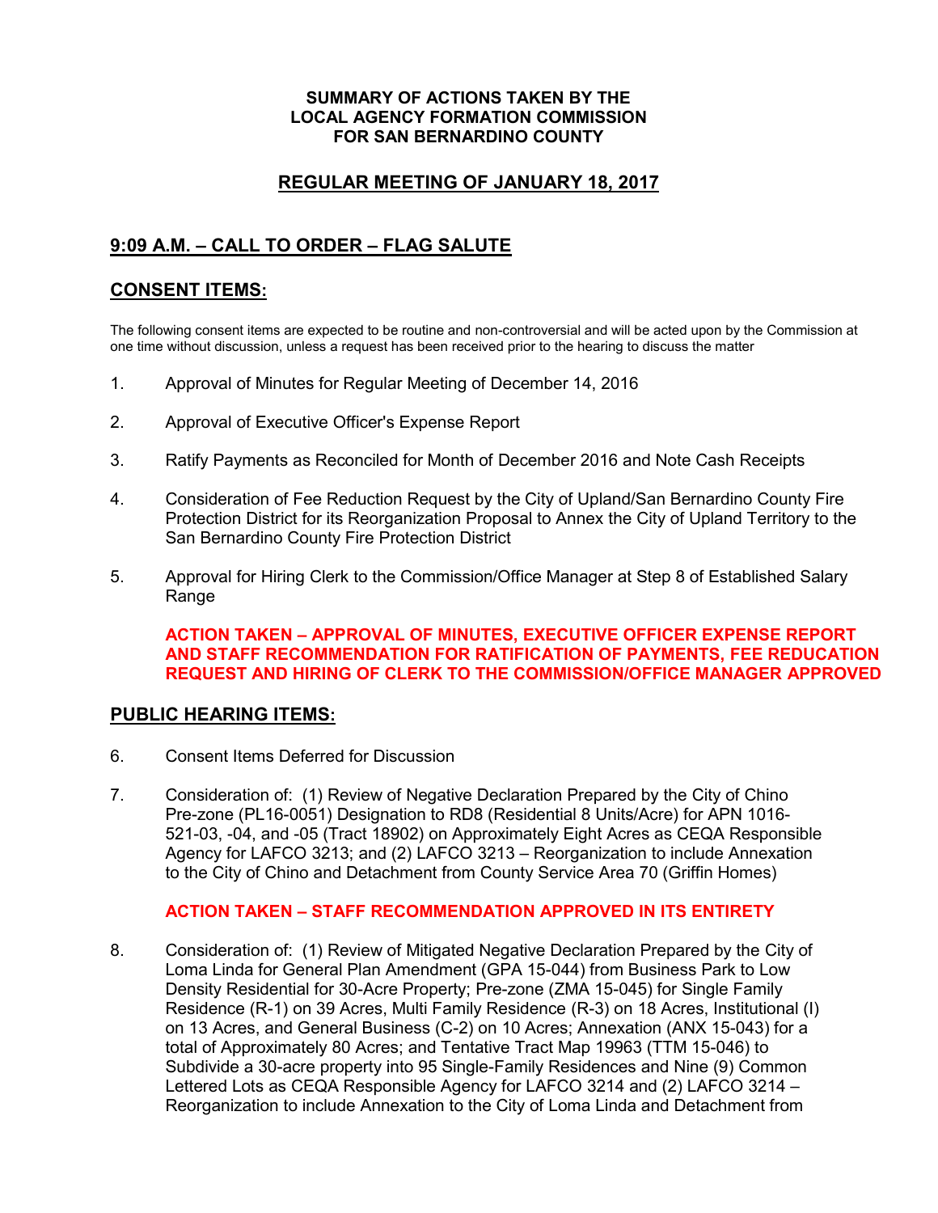**SUMMARY OF ACTIONS TAKEN BY THE**
**LOCAL AGENCY FORMATION COMMISSION**
**FOR SAN BERNARDINO COUNTY**

## REGULAR MEETING OF JANUARY 18, 2017

## 9:09 A.M. – CALL TO ORDER – FLAG SALUTE

## CONSENT ITEMS:

The following consent items are expected to be routine and non-controversial and will be acted upon by the Commission at one time without discussion, unless a request has been received prior to the hearing to discuss the matter

1. Approval of Minutes for Regular Meeting of December 14, 2016

2. Approval of Executive Officer's Expense Report

3. Ratify Payments as Reconciled for Month of December 2016 and Note Cash Receipts

4. Consideration of Fee Reduction Request by the City of Upland/San Bernardino County Fire Protection District for its Reorganization Proposal to Annex the City of Upland Territory to the San Bernardino County Fire Protection District

5. Approval for Hiring Clerk to the Commission/Office Manager at Step 8 of Established Salary Range

   **ACTION TAKEN – APPROVAL OF MINUTES, EXECUTIVE OFFICER EXPENSE REPORT AND STAFF RECOMMENDATION FOR RATIFICATION OF PAYMENTS, FEE REDUCATION REQUEST AND HIRING OF CLERK TO THE COMMISSION/OFFICE MANAGER APPROVED**

## PUBLIC HEARING ITEMS:

6. Consent Items Deferred for Discussion

7. Consideration of: (1) Review of Negative Declaration Prepared by the City of Chino Pre-zone (PL16-0051) Designation to RD8 (Residential 8 Units/Acre) for APN 1016-521-03, -04, and -05 (Tract 18902) on Approximately Eight Acres as CEQA Responsible Agency for LAFCO 3213; and (2) LAFCO 3213 – Reorganization to include Annexation to the City of Chino and Detachment from County Service Area 70 (Griffin Homes)

   **ACTION TAKEN – STAFF RECOMMENDATION APPROVED IN ITS ENTIRETY**

8. Consideration of: (1) Review of Mitigated Negative Declaration Prepared by the City of Loma Linda for General Plan Amendment (GPA 15-044) from Business Park to Low Density Residential for 30-Acre Property; Pre-zone (ZMA 15-045) for Single Family Residence (R-1) on 39 Acres, Multi Family Residence (R-3) on 18 Acres, Institutional (I) on 13 Acres, and General Business (C-2) on 10 Acres; Annexation (ANX 15-043) for a total of Approximately 80 Acres; and Tentative Tract Map 19963 (TTM 15-046) to Subdivide a 30-acre property into 95 Single-Family Residences and Nine (9) Common Lettered Lots as CEQA Responsible Agency for LAFCO 3214 and (2) LAFCO 3214 – Reorganization to include Annexation to the City of Loma Linda and Detachment from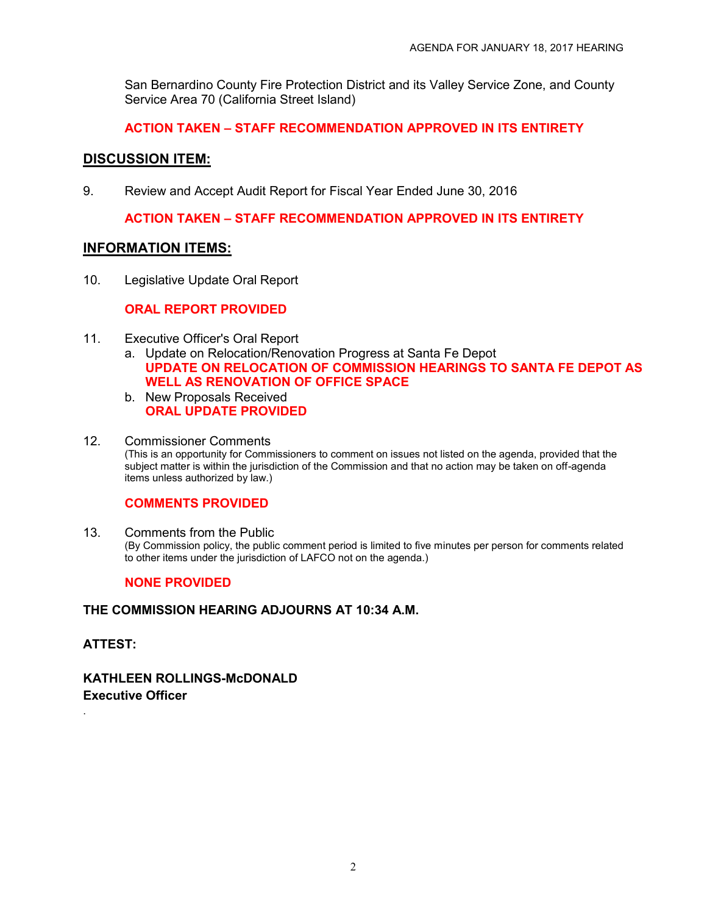San Bernardino County Fire Protection District and its Valley Service Zone, and County Service Area 70 (California Street Island)

**ACTION TAKEN – STAFF RECOMMENDATION APPROVED IN ITS ENTIRETY**

## DISCUSSION ITEM:

9. Review and Accept Audit Report for Fiscal Year Ended June 30, 2016

   **ACTION TAKEN – STAFF RECOMMENDATION APPROVED IN ITS ENTIRETY**

## INFORMATION ITEMS:

10. Legislative Update Oral Report

    **ORAL REPORT PROVIDED**

11. Executive Officer's Oral Report
    a. Update on Relocation/Renovation Progress at Santa Fe Depot
       **UPDATE ON RELOCATION OF COMMISSION HEARINGS TO SANTA FE DEPOT AS WELL AS RENOVATION OF OFFICE SPACE**
    b. New Proposals Received
       **ORAL UPDATE PROVIDED**

12. Commissioner Comments
    (This is an opportunity for Commissioners to comment on issues not listed on the agenda, provided that the subject matter is within the jurisdiction of the Commission and that no action may be taken on off-agenda items unless authorized by law.)

    **COMMENTS PROVIDED**

13. Comments from the Public
    (By Commission policy, the public comment period is limited to five minutes per person for comments related to other items under the jurisdiction of LAFCO not on the agenda.)

    **NONE PROVIDED**

**THE COMMISSION HEARING ADJOURNS AT 10:34 A.M.**

**ATTEST:**

**KATHLEEN ROLLINGS-McDONALD**
**Executive Officer**